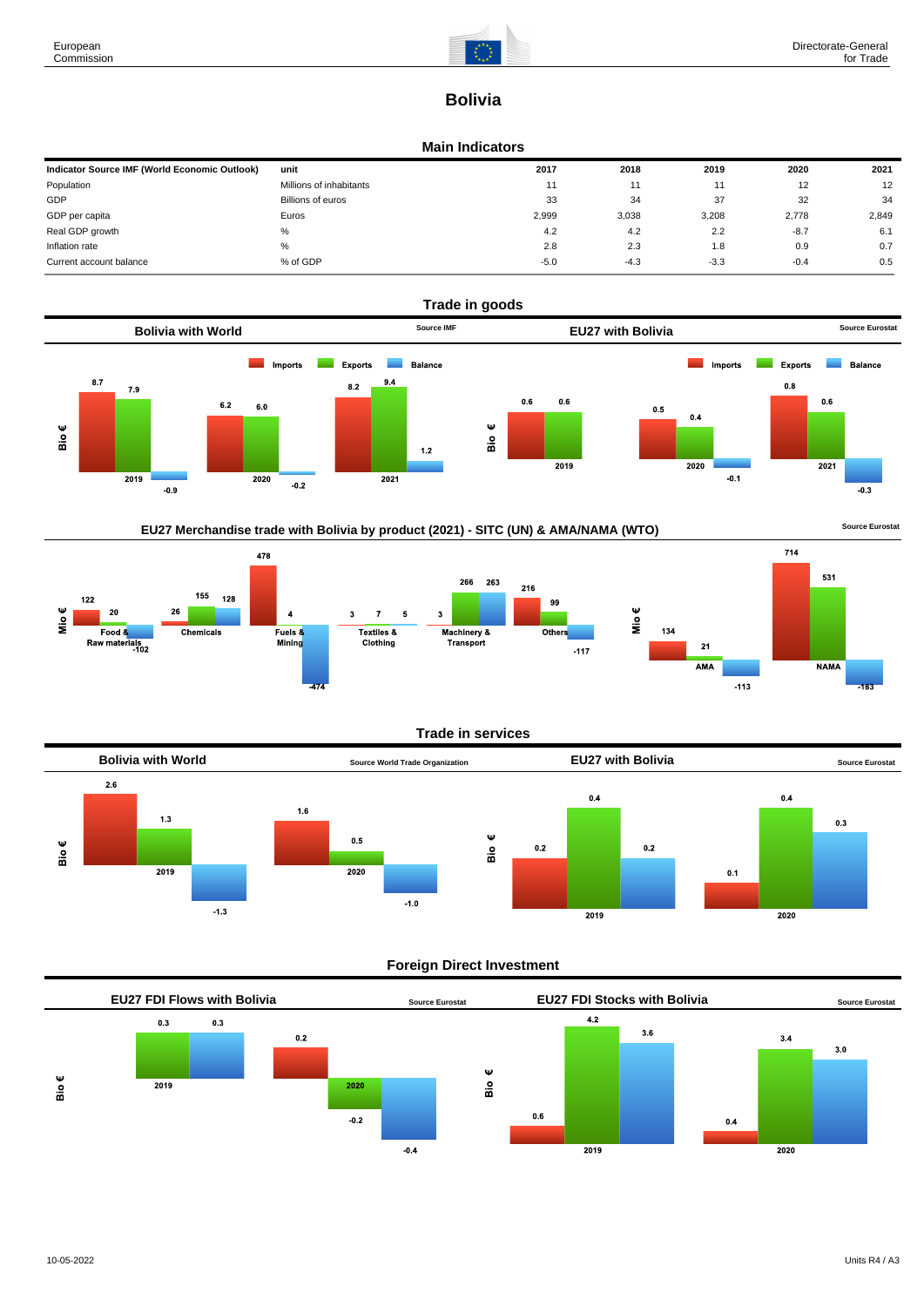# Bolivia

## Main Indicators

| Indicator Source IMF (World Economic Outlook) | unit | 2017 | 2018 | 2019 | 2020 | 2021 |
|---|---|---|---|---|---|---|
| Population | Millions of inhabitants | 11 | 11 | 11 | 12 | 12 |
| GDP | Billions of euros | 33 | 34 | 37 | 32 | 34 |
| GDP per capita | Euros | 2,999 | 3,038 | 3,208 | 2,778 | 2,849 |
| Real GDP growth | % | 4.2 | 4.2 | 2.2 | -8.7 | 6.1 |
| Inflation rate | % | 2.8 | 2.3 | 1.8 | 0.9 | 0.7 |
| Current account balance | % of GDP | -5.0 | -4.3 | -3.3 | -0.4 | 0.5 |

## Trade in goods

### Bolivia with World

Source IMF

Bio €

| | Imports | Exports | Balance |
|---|---|---|---|
| 2019 | 8.7 | 7.9 | -0.9 |
| 2020 | 6.2 | 6.0 | -0.2 |
| 2021 | 8.2 | 9.4 | 1.2 |

### EU27 with Bolivia

Source Eurostat

Bio €

| | Imports | Exports | Balance |
|---|---|---|---|
| 2019 | 0.6 | 0.6 | |
| 2020 | 0.5 | 0.4 | -0.1 |
| 2021 | 0.8 | 0.6 | -0.3 |

### EU27 Merchandise trade with Bolivia by product (2021) - SITC (UN) & AMA/NAMA (WTO)

Source Eurostat

Mio €

| | Imports | Exports | Balance |
|---|---|---|---|
| Food & Raw materials | 122 | 20 | -102 |
| Chemicals | 26 | 155 | 128 |
| Fuels & Mining | 478 | 4 | -474 |
| Textiles & Clothing | 3 | 7 | 5 |
| Machinery & Transport | 3 | 266 | 263 |
| Others | 216 | 99 | -117 |
| AMA | 134 | 21 | -113 |
| NAMA | 714 | 531 | -183 |

## Trade in services

### Bolivia with World

Source World Trade Organization

Bio €

| | Imports | Exports | Balance |
|---|---|---|---|
| 2019 | 2.6 | 1.3 | -1.3 |
| 2020 | 1.6 | 0.5 | -1.0 |

### EU27 with Bolivia

Source Eurostat

Bio €

| | Imports | Exports | Balance |
|---|---|---|---|
| 2019 | 0.2 | 0.4 | 0.2 |
| 2020 | 0.1 | 0.4 | 0.3 |

## Foreign Direct Investment

### EU27 FDI Flows with Bolivia

Source Eurostat

Bio €

| | Inward | Outward | Balance |
|---|---|---|---|
| 2019 | | 0.3 | 0.3 |
| 2020 | 0.2 | -0.2 | -0.4 |

### EU27 FDI Stocks with Bolivia

Source Eurostat

Bio €

| | Inward | Outward | Balance |
|---|---|---|---|
| 2019 | 0.6 | 4.2 | 3.6 |
| 2020 | 0.4 | 3.4 | 3.0 |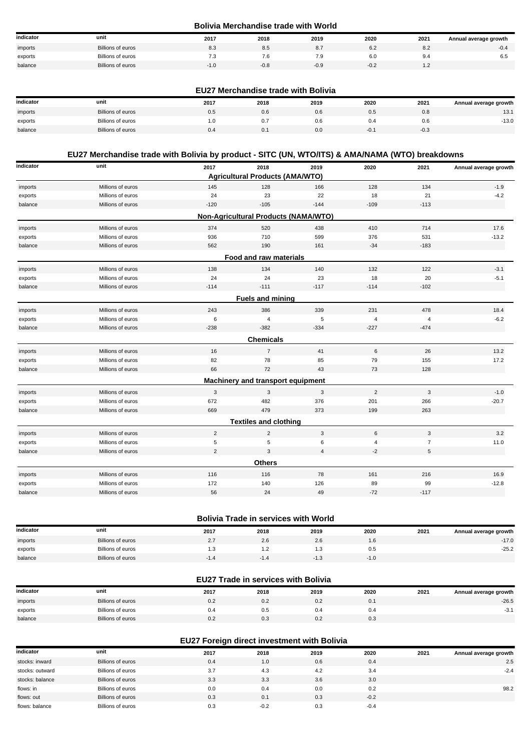### Bolivia Merchandise trade with World

| indicator | unit | 2017 | 2018 | 2019 | 2020 | 2021 | Annual average growth |
|---|---|---|---|---|---|---|---|
| imports | Billions of euros | 8.3 | 8.5 | 8.7 | 6.2 | 8.2 | -0.4 |
| exports | Billions of euros | 7.3 | 7.6 | 7.9 | 6.0 | 9.4 | 6.5 |
| balance | Billions of euros | -1.0 | -0.8 | -0.9 | -0.2 | 1.2 | |

### EU27 Merchandise trade with Bolivia

| indicator | unit | 2017 | 2018 | 2019 | 2020 | 2021 | Annual average growth |
|---|---|---|---|---|---|---|---|
| imports | Billions of euros | 0.5 | 0.6 | 0.6 | 0.5 | 0.8 | 13.1 |
| exports | Billions of euros | 1.0 | 0.7 | 0.6 | 0.4 | 0.6 | -13.0 |
| balance | Billions of euros | 0.4 | 0.1 | 0.0 | -0.1 | -0.3 | |

### EU27 Merchandise trade with Bolivia by product - SITC (UN, WTO/ITS) & AMA/NAMA (WTO) breakdowns

| indicator | unit | 2017 | 2018 | 2019 | 2020 | 2021 | Annual average growth |
|---|---|---|---|---|---|---|---|
| | | | **Agricultural Products (AMA/WTO)** | | | | |
| imports | Millions of euros | 145 | 128 | 166 | 128 | 134 | -1.9 |
| exports | Millions of euros | 24 | 23 | 22 | 18 | 21 | -4.2 |
| balance | Millions of euros | -120 | -105 | -144 | -109 | -113 | |
| | | | **Non-Agricultural Products (NAMA/WTO)** | | | | |
| imports | Millions of euros | 374 | 520 | 438 | 410 | 714 | 17.6 |
| exports | Millions of euros | 936 | 710 | 599 | 376 | 531 | -13.2 |
| balance | Millions of euros | 562 | 190 | 161 | -34 | -183 | |
| | | | **Food and raw materials** | | | | |
| imports | Millions of euros | 138 | 134 | 140 | 132 | 122 | -3.1 |
| exports | Millions of euros | 24 | 24 | 23 | 18 | 20 | -5.1 |
| balance | Millions of euros | -114 | -111 | -117 | -114 | -102 | |
| | | | **Fuels and mining** | | | | |
| imports | Millions of euros | 243 | 386 | 339 | 231 | 478 | 18.4 |
| exports | Millions of euros | 6 | 4 | 5 | 4 | 4 | -6.2 |
| balance | Millions of euros | -238 | -382 | -334 | -227 | -474 | |
| | | | **Chemicals** | | | | |
| imports | Millions of euros | 16 | 7 | 41 | 6 | 26 | 13.2 |
| exports | Millions of euros | 82 | 78 | 85 | 79 | 155 | 17.2 |
| balance | Millions of euros | 66 | 72 | 43 | 73 | 128 | |
| | | | **Machinery and transport equipment** | | | | |
| imports | Millions of euros | 3 | 3 | 3 | 2 | 3 | -1.0 |
| exports | Millions of euros | 672 | 482 | 376 | 201 | 266 | -20.7 |
| balance | Millions of euros | 669 | 479 | 373 | 199 | 263 | |
| | | | **Textiles and clothing** | | | | |
| imports | Millions of euros | 2 | 2 | 3 | 6 | 3 | 3.2 |
| exports | Millions of euros | 5 | 5 | 6 | 4 | 7 | 11.0 |
| balance | Millions of euros | 2 | 3 | 4 | -2 | 5 | |
| | | | **Others** | | | | |
| imports | Millions of euros | 116 | 116 | 78 | 161 | 216 | 16.9 |
| exports | Millions of euros | 172 | 140 | 126 | 89 | 99 | -12.8 |
| balance | Millions of euros | 56 | 24 | 49 | -72 | -117 | |

### Bolivia Trade in services with World

| indicator | unit | 2017 | 2018 | 2019 | 2020 | 2021 | Annual average growth |
|---|---|---|---|---|---|---|---|
| imports | Billions of euros | 2.7 | 2.6 | 2.6 | 1.6 | | -17.0 |
| exports | Billions of euros | 1.3 | 1.2 | 1.3 | 0.5 | | -25.2 |
| balance | Billions of euros | -1.4 | -1.4 | -1.3 | -1.0 | | |

### EU27 Trade in services with Bolivia

| indicator | unit | 2017 | 2018 | 2019 | 2020 | 2021 | Annual average growth |
|---|---|---|---|---|---|---|---|
| imports | Billions of euros | 0.2 | 0.2 | 0.2 | 0.1 | | -26.5 |
| exports | Billions of euros | 0.4 | 0.5 | 0.4 | 0.4 | | -3.1 |
| balance | Billions of euros | 0.2 | 0.3 | 0.2 | 0.3 | | |

### EU27 Foreign direct investment with Bolivia

| indicator | unit | 2017 | 2018 | 2019 | 2020 | 2021 | Annual average growth |
|---|---|---|---|---|---|---|---|
| stocks: inward | Billions of euros | 0.4 | 1.0 | 0.6 | 0.4 | | 2.5 |
| stocks: outward | Billions of euros | 3.7 | 4.3 | 4.2 | 3.4 | | -2.4 |
| stocks: balance | Billions of euros | 3.3 | 3.3 | 3.6 | 3.0 | | |
| flows: in | Billions of euros | 0.0 | 0.4 | 0.0 | 0.2 | | 98.2 |
| flows: out | Billions of euros | 0.3 | 0.1 | 0.3 | -0.2 | | |
| flows: balance | Billions of euros | 0.3 | -0.2 | 0.3 | -0.4 | | |